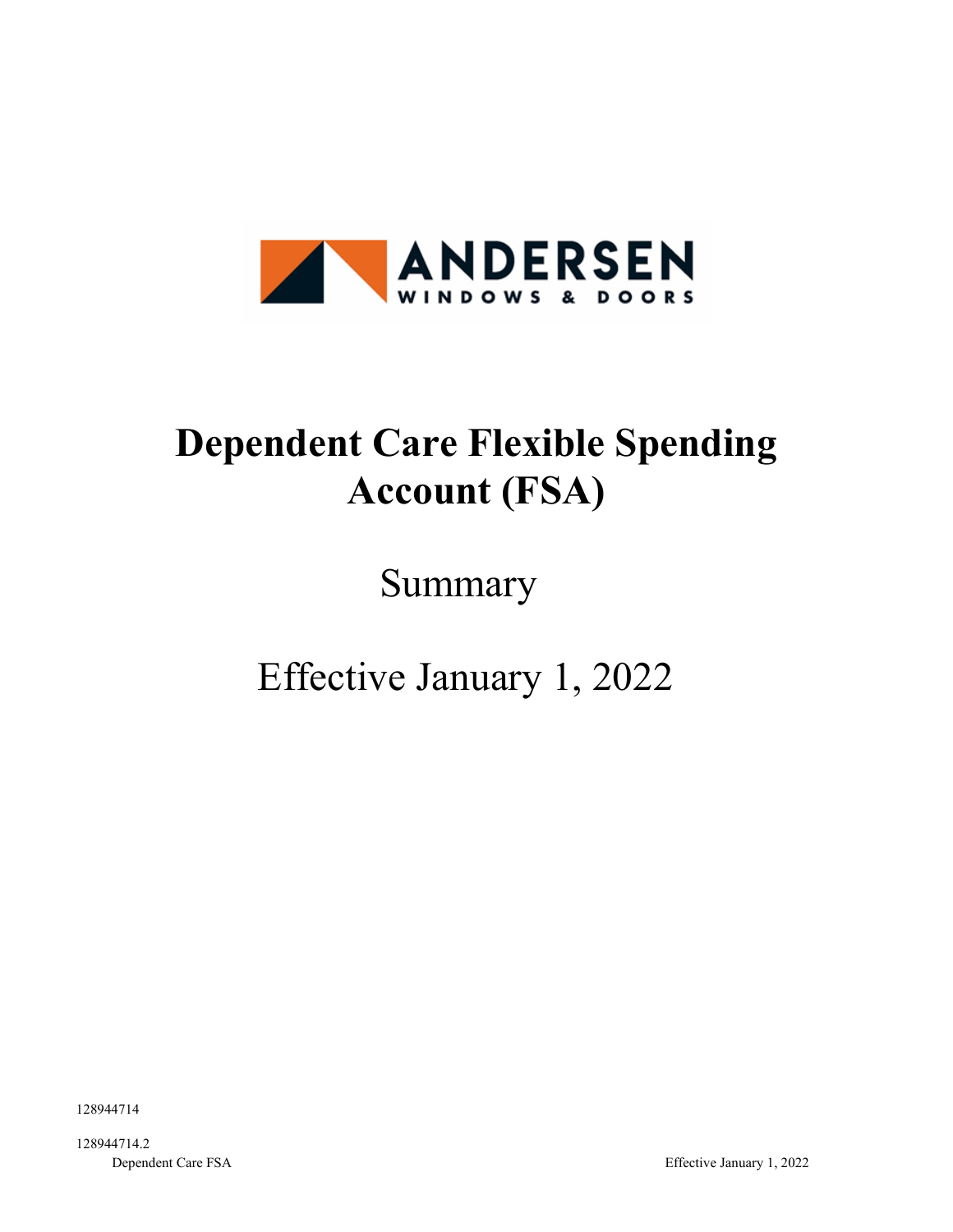# Dependent Care Flexible Spending Account (FSA)

Summary

Effective January 1, 2022

128944714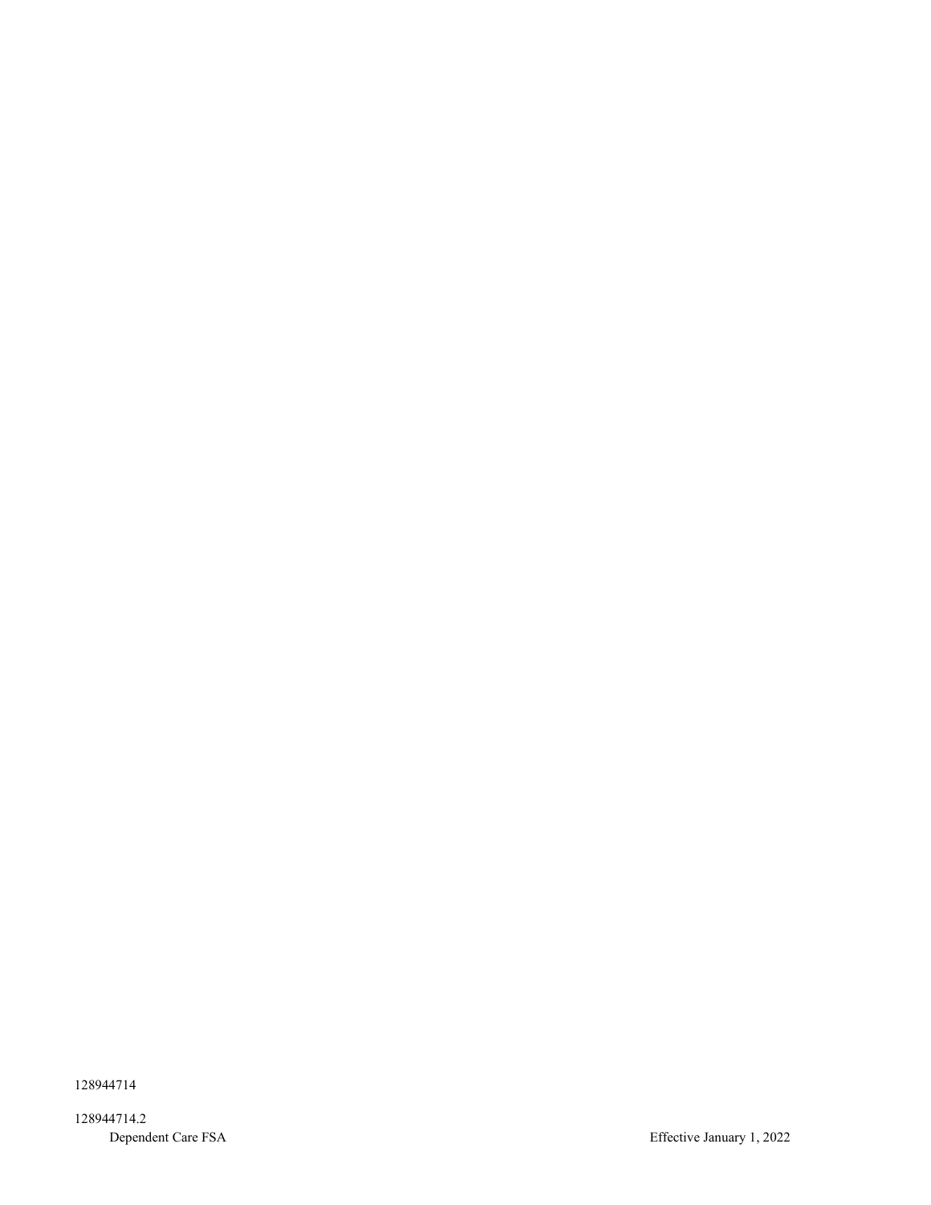128944714

128944714.2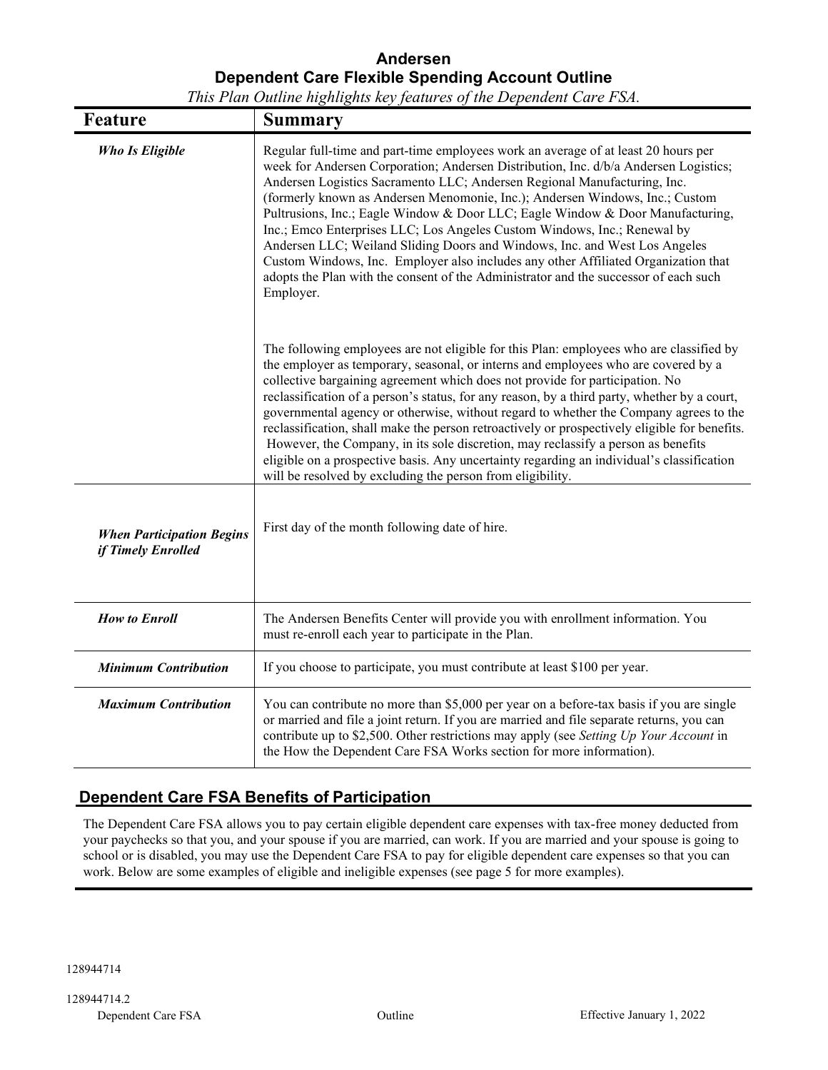# Andersen
## Dependent Care Flexible Spending Account Outline

*This Plan Outline highlights key features of the Dependent Care FSA.*

| Feature | Summary |
|---|---|
| ***Who Is Eligible*** | Regular full-time and part-time employees work an average of at least 20 hours per week for Andersen Corporation; Andersen Distribution, Inc. d/b/a Andersen Logistics; Andersen Logistics Sacramento LLC; Andersen Regional Manufacturing, Inc. (formerly known as Andersen Menomonie, Inc.); Andersen Windows, Inc.; Custom Pultrusions, Inc.; Eagle Window & Door LLC; Eagle Window & Door Manufacturing, Inc.; Emco Enterprises LLC; Los Angeles Custom Windows, Inc.; Renewal by Andersen LLC; Weiland Sliding Doors and Windows, Inc. and West Los Angeles Custom Windows, Inc. Employer also includes any other Affiliated Organization that adopts the Plan with the consent of the Administrator and the successor of each such Employer.<br><br>The following employees are not eligible for this Plan: employees who are classified by the employer as temporary, seasonal, or interns and employees who are covered by a collective bargaining agreement which does not provide for participation. No reclassification of a person's status, for any reason, by a third party, whether by a court, governmental agency or otherwise, without regard to whether the Company agrees to the reclassification, shall make the person retroactively or prospectively eligible for benefits. However, the Company, in its sole discretion, may reclassify a person as benefits eligible on a prospective basis. Any uncertainty regarding an individual's classification will be resolved by excluding the person from eligibility. |
| ***When Participation Begins if Timely Enrolled*** | First day of the month following date of hire. |
| ***How to Enroll*** | The Andersen Benefits Center will provide you with enrollment information. You must re-enroll each year to participate in the Plan. |
| ***Minimum Contribution*** | If you choose to participate, you must contribute at least $100 per year. |
| ***Maximum Contribution*** | You can contribute no more than $5,000 per year on a before-tax basis if you are single or married and file a joint return. If you are married and file separate returns, you can contribute up to $2,500. Other restrictions may apply (see *Setting Up Your Account* in the How the Dependent Care FSA Works section for more information). |

## Dependent Care FSA Benefits of Participation

The Dependent Care FSA allows you to pay certain eligible dependent care expenses with tax-free money deducted from your paychecks so that you, and your spouse if you are married, can work. If you are married and your spouse is going to school or is disabled, you may use the Dependent Care FSA to pay for eligible dependent care expenses so that you can work. Below are some examples of eligible and ineligible expenses (see page 5 for more examples).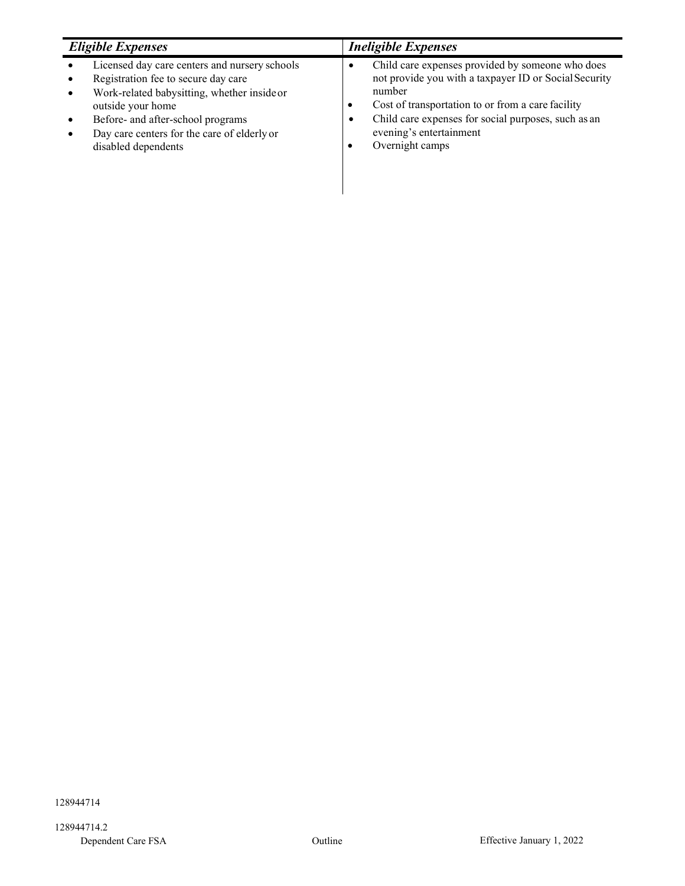| *Eligible Expenses* | *Ineligible Expenses* |
|---|---|
| • Licensed day care centers and nursery schools<br>• Registration fee to secure day care<br>• Work-related babysitting, whether inside or outside your home<br>• Before- and after-school programs<br>• Day care centers for the care of elderly or disabled dependents | • Child care expenses provided by someone who does not provide you with a taxpayer ID or Social Security number<br>• Cost of transportation to or from a care facility<br>• Child care expenses for social purposes, such as an evening's entertainment<br>• Overnight camps |

128944714

128944714.2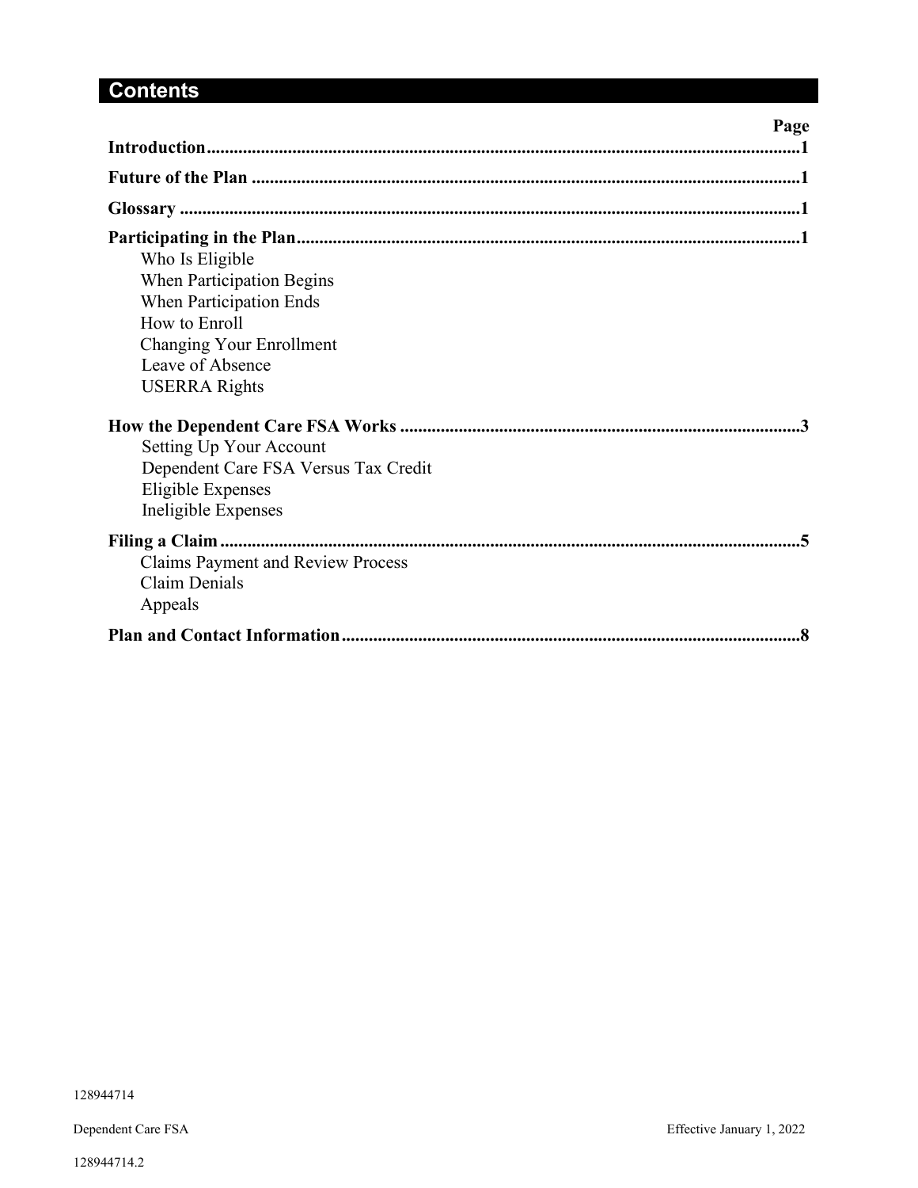## Contents

| | Page |
|---|---|
| **Introduction** | **1** |
| **Future of the Plan** | **1** |
| **Glossary** | **1** |
| **Participating in the Plan** | **1** |
| Who Is Eligible | |
| When Participation Begins | |
| When Participation Ends | |
| How to Enroll | |
| Changing Your Enrollment | |
| Leave of Absence | |
| USERRA Rights | |
| **How the Dependent Care FSA Works** | **3** |
| Setting Up Your Account | |
| Dependent Care FSA Versus Tax Credit | |
| Eligible Expenses | |
| Ineligible Expenses | |
| **Filing a Claim** | **5** |
| Claims Payment and Review Process | |
| Claim Denials | |
| Appeals | |
| **Plan and Contact Information** | **8** |

128944714

128944714.2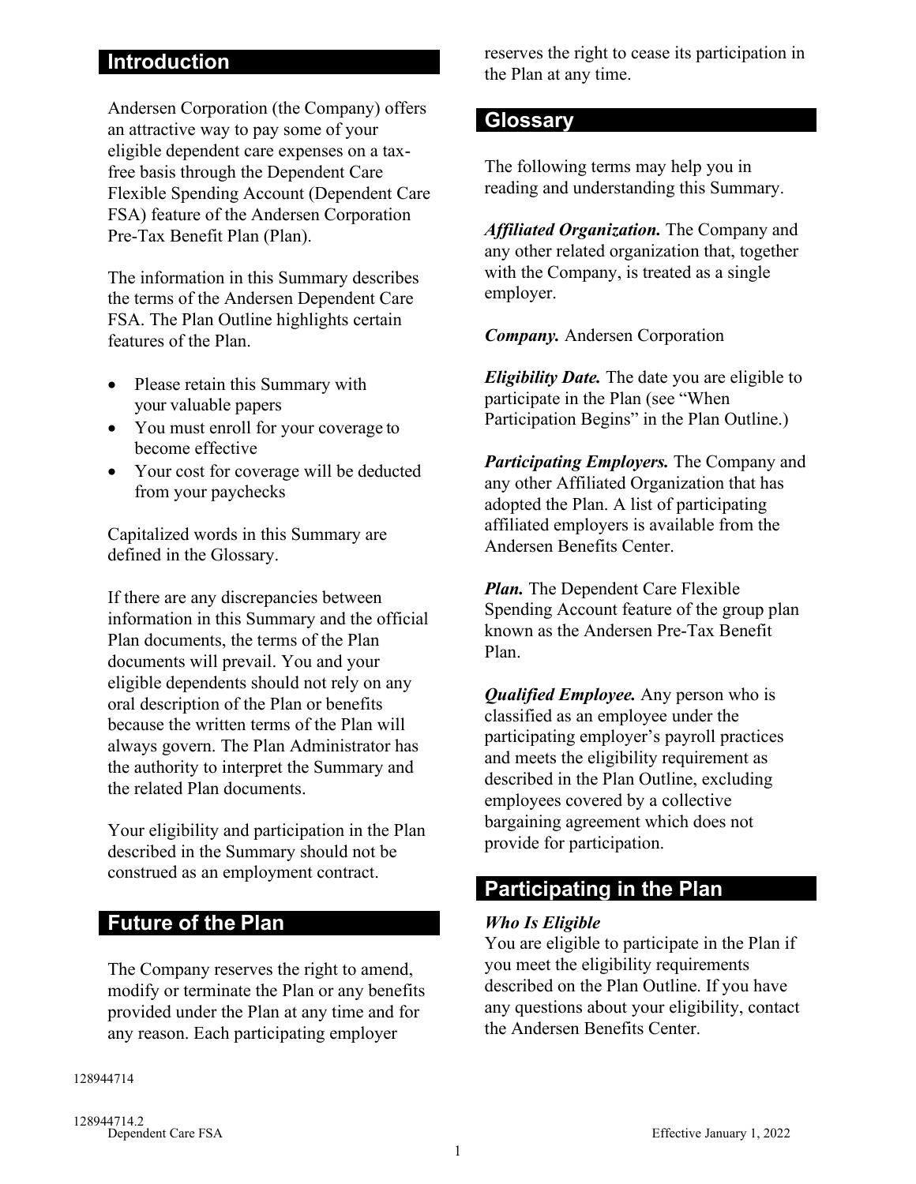## Introduction

Andersen Corporation (the Company) offers an attractive way to pay some of your eligible dependent care expenses on a tax-free basis through the Dependent Care Flexible Spending Account (Dependent Care FSA) feature of the Andersen Corporation Pre-Tax Benefit Plan (Plan).

The information in this Summary describes the terms of the Andersen Dependent Care FSA. The Plan Outline highlights certain features of the Plan.

- Please retain this Summary with your valuable papers
- You must enroll for your coverage to become effective
- Your cost for coverage will be deducted from your paychecks

Capitalized words in this Summary are defined in the Glossary.

If there are any discrepancies between information in this Summary and the official Plan documents, the terms of the Plan documents will prevail. You and your eligible dependents should not rely on any oral description of the Plan or benefits because the written terms of the Plan will always govern. The Plan Administrator has the authority to interpret the Summary and the related Plan documents.

Your eligibility and participation in the Plan described in the Summary should not be construed as an employment contract.

## Future of the Plan

The Company reserves the right to amend, modify or terminate the Plan or any benefits provided under the Plan at any time and for any reason. Each participating employer reserves the right to cease its participation in the Plan at any time.

## Glossary

The following terms may help you in reading and understanding this Summary.

***Affiliated Organization.*** The Company and any other related organization that, together with the Company, is treated as a single employer.

***Company.*** Andersen Corporation

***Eligibility Date.*** The date you are eligible to participate in the Plan (see "When Participation Begins" in the Plan Outline.)

***Participating Employers.*** The Company and any other Affiliated Organization that has adopted the Plan. A list of participating affiliated employers is available from the Andersen Benefits Center.

***Plan.*** The Dependent Care Flexible Spending Account feature of the group plan known as the Andersen Pre-Tax Benefit Plan.

***Qualified Employee.*** Any person who is classified as an employee under the participating employer's payroll practices and meets the eligibility requirement as described in the Plan Outline, excluding employees covered by a collective bargaining agreement which does not provide for participation.

## Participating in the Plan

### *Who Is Eligible*

You are eligible to participate in the Plan if you meet the eligibility requirements described on the Plan Outline. If you have any questions about your eligibility, contact the Andersen Benefits Center.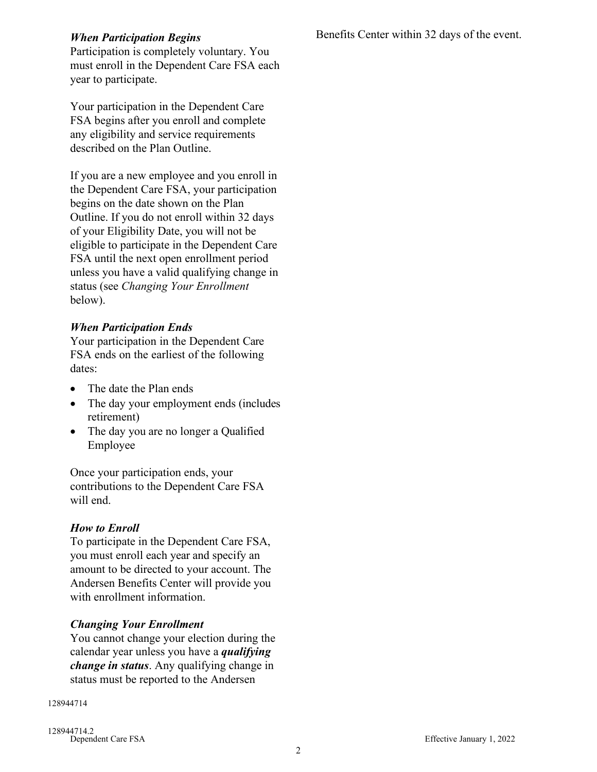### *When Participation Begins*

Participation is completely voluntary. You must enroll in the Dependent Care FSA each year to participate.

Your participation in the Dependent Care FSA begins after you enroll and complete any eligibility and service requirements described on the Plan Outline.

If you are a new employee and you enroll in the Dependent Care FSA, your participation begins on the date shown on the Plan Outline. If you do not enroll within 32 days of your Eligibility Date, you will not be eligible to participate in the Dependent Care FSA until the next open enrollment period unless you have a valid qualifying change in status (see *Changing Your Enrollment* below).

### *When Participation Ends*

Your participation in the Dependent Care FSA ends on the earliest of the following dates:

- The date the Plan ends
- The day your employment ends (includes retirement)
- The day you are no longer a Qualified Employee

Once your participation ends, your contributions to the Dependent Care FSA will end.

### *How to Enroll*

To participate in the Dependent Care FSA, you must enroll each year and specify an amount to be directed to your account. The Andersen Benefits Center will provide you with enrollment information.

### *Changing Your Enrollment*

You cannot change your election during the calendar year unless you have a ***qualifying change in status***. Any qualifying change in status must be reported to the Andersen Benefits Center within 32 days of the event.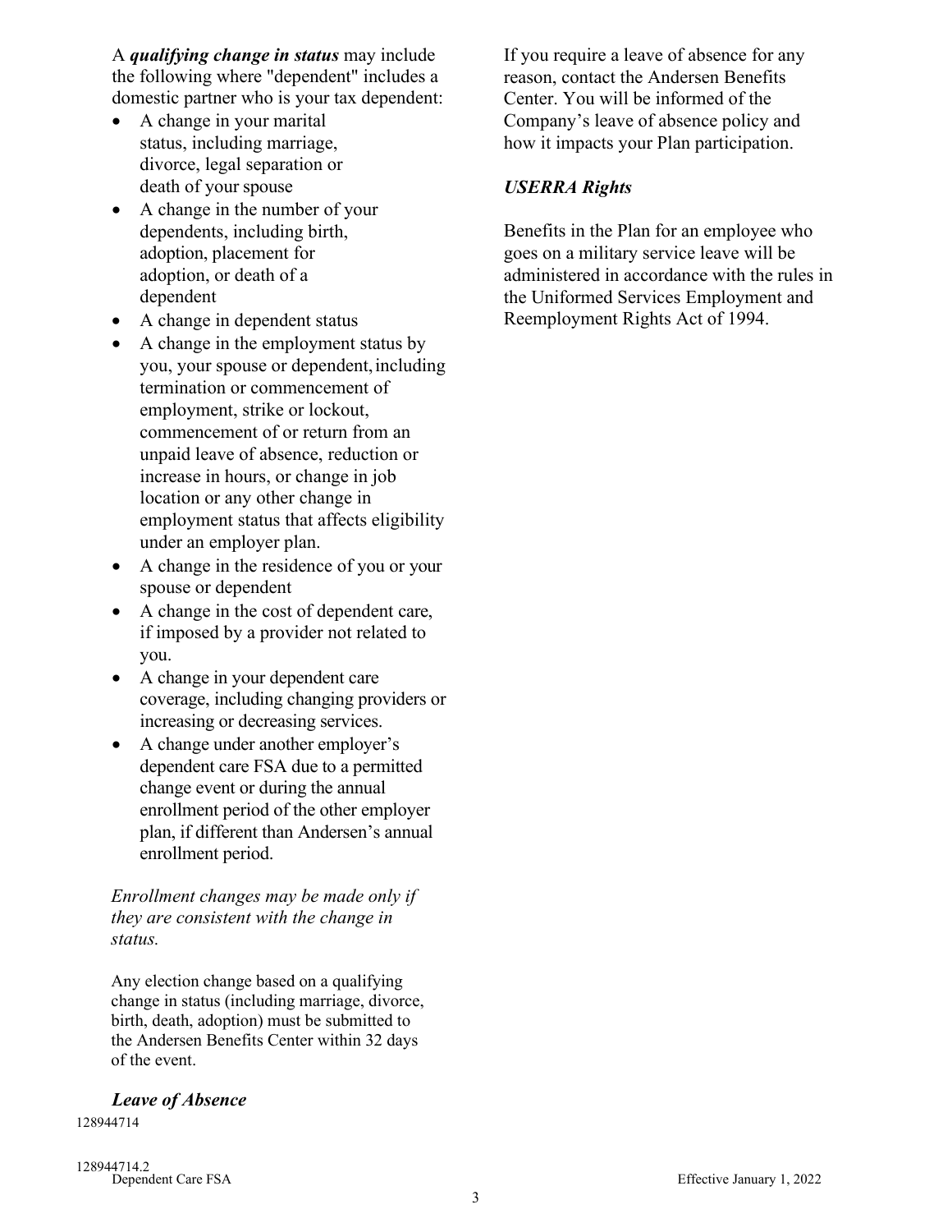A ***qualifying change in status*** may include the following where "dependent" includes a domestic partner who is your tax dependent:

- A change in your marital status, including marriage, divorce, legal separation or death of your spouse
- A change in the number of your dependents, including birth, adoption, placement for adoption, or death of a dependent
- A change in dependent status
- A change in the employment status by you, your spouse or dependent, including termination or commencement of employment, strike or lockout, commencement of or return from an unpaid leave of absence, reduction or increase in hours, or change in job location or any other change in employment status that affects eligibility under an employer plan.
- A change in the residence of you or your spouse or dependent
- A change in the cost of dependent care, if imposed by a provider not related to you.
- A change in your dependent care coverage, including changing providers or increasing or decreasing services.
- A change under another employer's dependent care FSA due to a permitted change event or during the annual enrollment period of the other employer plan, if different than Andersen's annual enrollment period.

*Enrollment changes may be made only if they are consistent with the change in status.*

Any election change based on a qualifying change in status (including marriage, divorce, birth, death, adoption) must be submitted to the Andersen Benefits Center within 32 days of the event.

### *Leave of Absence*

If you require a leave of absence for any reason, contact the Andersen Benefits Center. You will be informed of the Company's leave of absence policy and how it impacts your Plan participation.

### *USERRA Rights*

Benefits in the Plan for an employee who goes on a military service leave will be administered in accordance with the rules in the Uniformed Services Employment and Reemployment Rights Act of 1994.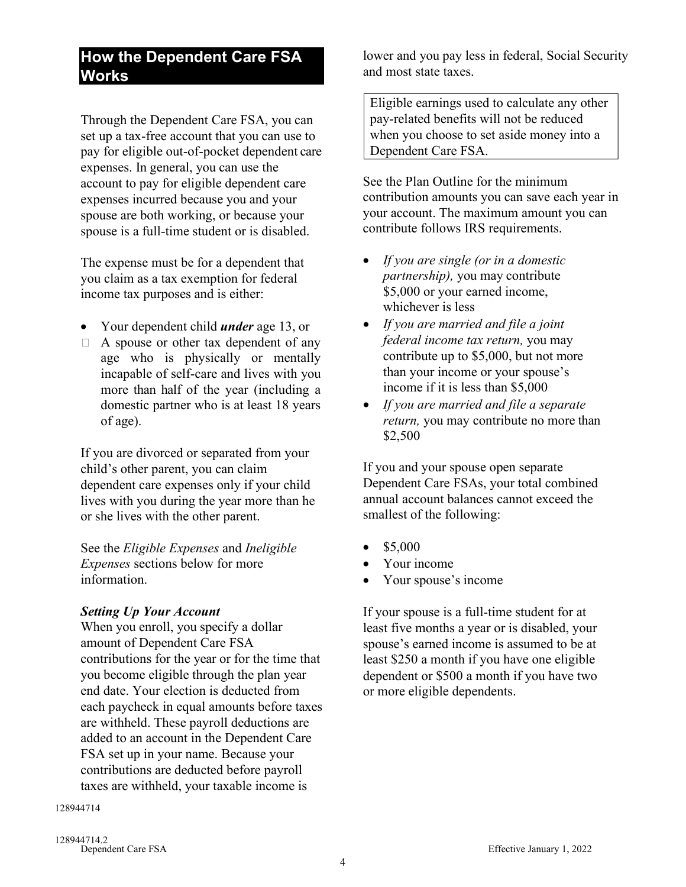## How the Dependent Care FSA Works

Through the Dependent Care FSA, you can set up a tax-free account that you can use to pay for eligible out-of-pocket dependent care expenses. In general, you can use the account to pay for eligible dependent care expenses incurred because you and your spouse are both working, or because your spouse is a full-time student or is disabled.

The expense must be for a dependent that you claim as a tax exemption for federal income tax purposes and is either:

- Your dependent child ***under*** age 13, or
- A spouse or other tax dependent of any age who is physically or mentally incapable of self-care and lives with you more than half of the year (including a domestic partner who is at least 18 years of age).

If you are divorced or separated from your child's other parent, you can claim dependent care expenses only if your child lives with you during the year more than he or she lives with the other parent.

See the *Eligible Expenses* and *Ineligible Expenses* sections below for more information.

***Setting Up Your Account***

When you enroll, you specify a dollar amount of Dependent Care FSA contributions for the year or for the time that you become eligible through the plan year end date. Your election is deducted from each paycheck in equal amounts before taxes are withheld. These payroll deductions are added to an account in the Dependent Care FSA set up in your name. Because your contributions are deducted before payroll taxes are withheld, your taxable income is lower and you pay less in federal, Social Security and most state taxes.

> Eligible earnings used to calculate any other pay-related benefits will not be reduced when you choose to set aside money into a Dependent Care FSA.

See the Plan Outline for the minimum contribution amounts you can save each year in your account. The maximum amount you can contribute follows IRS requirements.

- *If you are single (or in a domestic partnership),* you may contribute $5,000 or your earned income, whichever is less
- *If you are married and file a joint federal income tax return,* you may contribute up to $5,000, but not more than your income or your spouse's income if it is less than $5,000
- *If you are married and file a separate return,* you may contribute no more than $2,500

If you and your spouse open separate Dependent Care FSAs, your total combined annual account balances cannot exceed the smallest of the following:

- $5,000
- Your income
- Your spouse's income

If your spouse is a full-time student for at least five months a year or is disabled, your spouse's earned income is assumed to be at least $250 a month if you have one eligible dependent or $500 a month if you have two or more eligible dependents.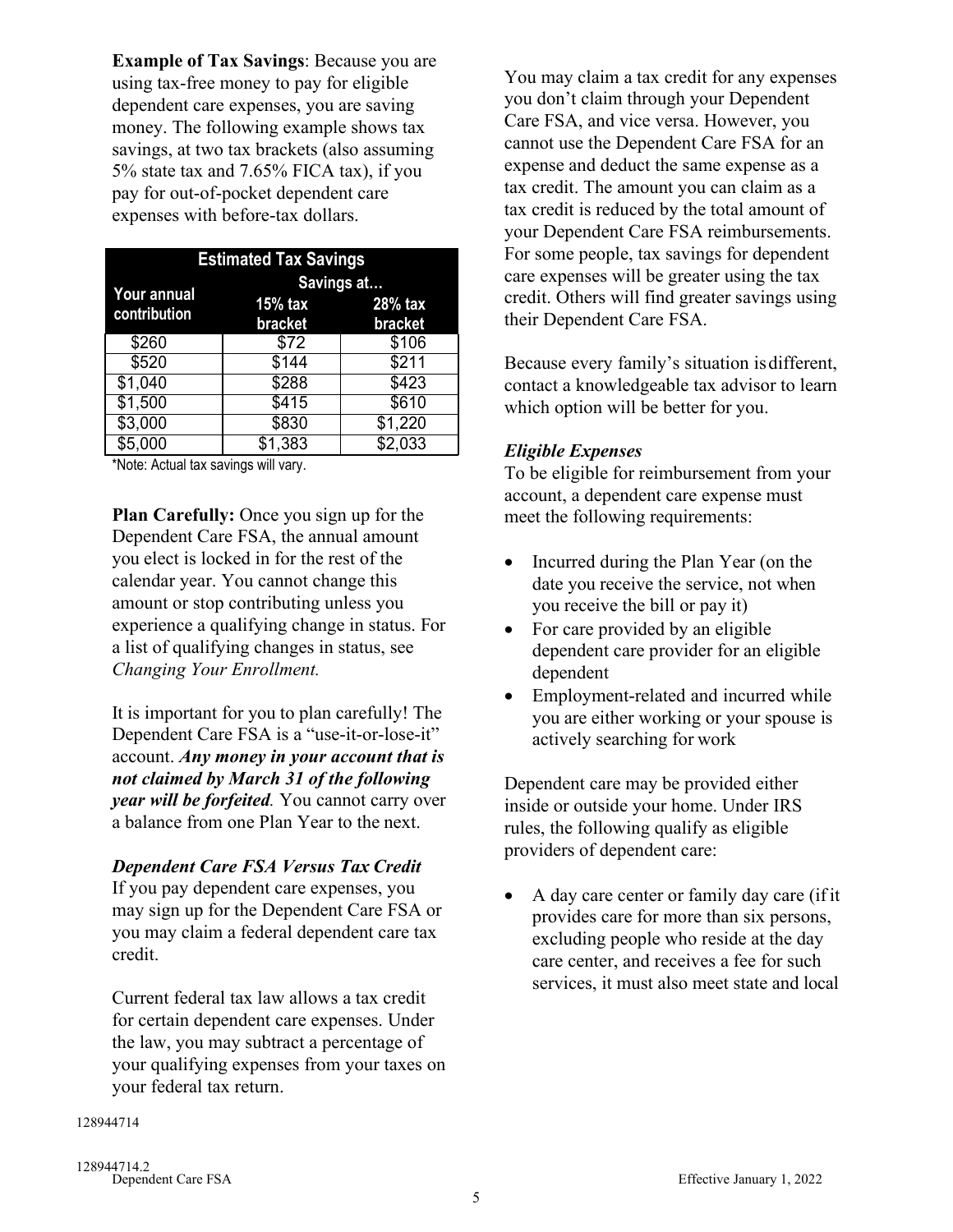**Example of Tax Savings**: Because you are using tax-free money to pay for eligible dependent care expenses, you are saving money. The following example shows tax savings, at two tax brackets (also assuming 5% state tax and 7.65% FICA tax), if you pay for out-of-pocket dependent care expenses with before-tax dollars.

| Estimated Tax Savings | | |
|---|---|---|
| Your annual contribution | Savings at… | |
| | 15% tax bracket | 28% tax bracket |
| $260 | $72 | $106 |
| $520 | $144 | $211 |
| $1,040 | $288 | $423 |
| $1,500 | $415 | $610 |
| $3,000 | $830 | $1,220 |
| $5,000 | $1,383 | $2,033 |

*Note: Actual tax savings will vary.

**Plan Carefully:** Once you sign up for the Dependent Care FSA, the annual amount you elect is locked in for the rest of the calendar year. You cannot change this amount or stop contributing unless you experience a qualifying change in status. For a list of qualifying changes in status, see *Changing Your Enrollment.*

It is important for you to plan carefully! The Dependent Care FSA is a "use-it-or-lose-it" account. ***Any money in your account that is not claimed by March 31 of the following year will be forfeited***. You cannot carry over a balance from one Plan Year to the next.

***Dependent Care FSA Versus Tax Credit***

If you pay dependent care expenses, you may sign up for the Dependent Care FSA or you may claim a federal dependent care tax credit.

Current federal tax law allows a tax credit for certain dependent care expenses. Under the law, you may subtract a percentage of your qualifying expenses from your taxes on your federal tax return.

You may claim a tax credit for any expenses you don't claim through your Dependent Care FSA, and vice versa. However, you cannot use the Dependent Care FSA for an expense and deduct the same expense as a tax credit. The amount you can claim as a tax credit is reduced by the total amount of your Dependent Care FSA reimbursements. For some people, tax savings for dependent care expenses will be greater using the tax credit. Others will find greater savings using their Dependent Care FSA.

Because every family's situation is different, contact a knowledgeable tax advisor to learn which option will be better for you.

***Eligible Expenses***

To be eligible for reimbursement from your account, a dependent care expense must meet the following requirements:

- Incurred during the Plan Year (on the date you receive the service, not when you receive the bill or pay it)
- For care provided by an eligible dependent care provider for an eligible dependent
- Employment-related and incurred while you are either working or your spouse is actively searching for work

Dependent care may be provided either inside or outside your home. Under IRS rules, the following qualify as eligible providers of dependent care:

- A day care center or family day care (if it provides care for more than six persons, excluding people who reside at the day care center, and receives a fee for such services, it must also meet state and local

128944714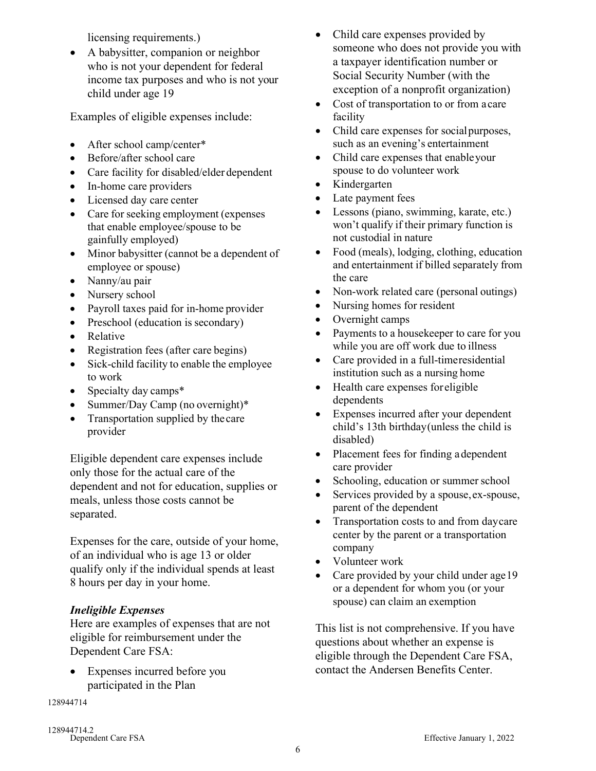licensing requirements.)

- A babysitter, companion or neighbor who is not your dependent for federal income tax purposes and who is not your child under age 19

Examples of eligible expenses include:

- After school camp/center*
- Before/after school care
- Care facility for disabled/elder dependent
- In-home care providers
- Licensed day care center
- Care for seeking employment (expenses that enable employee/spouse to be gainfully employed)
- Minor babysitter (cannot be a dependent of employee or spouse)
- Nanny/au pair
- Nursery school
- Payroll taxes paid for in-home provider
- Preschool (education is secondary)
- Relative
- Registration fees (after care begins)
- Sick-child facility to enable the employee to work
- Specialty day camps*
- Summer/Day Camp (no overnight)*
- Transportation supplied by the care provider

Eligible dependent care expenses include only those for the actual care of the dependent and not for education, supplies or meals, unless those costs cannot be separated.

Expenses for the care, outside of your home, of an individual who is age 13 or older qualify only if the individual spends at least 8 hours per day in your home.

### *Ineligible Expenses*

Here are examples of expenses that are not eligible for reimbursement under the Dependent Care FSA:

- Expenses incurred before you participated in the Plan
- Child care expenses provided by someone who does not provide you with a taxpayer identification number or Social Security Number (with the exception of a nonprofit organization)
- Cost of transportation to or from a care facility
- Child care expenses for social purposes, such as an evening's entertainment
- Child care expenses that enable your spouse to do volunteer work
- Kindergarten
- Late payment fees
- Lessons (piano, swimming, karate, etc.) won't qualify if their primary function is not custodial in nature
- Food (meals), lodging, clothing, education and entertainment if billed separately from the care
- Non-work related care (personal outings)
- Nursing homes for resident
- Overnight camps
- Payments to a housekeeper to care for you while you are off work due to illness
- Care provided in a full-time residential institution such as a nursing home
- Health care expenses for eligible dependents
- Expenses incurred after your dependent child's 13th birthday (unless the child is disabled)
- Placement fees for finding a dependent care provider
- Schooling, education or summer school
- Services provided by a spouse, ex-spouse, parent of the dependent
- Transportation costs to and from daycare center by the parent or a transportation company
- Volunteer work
- Care provided by your child under age 19 or a dependent for whom you (or your spouse) can claim an exemption

This list is not comprehensive. If you have questions about whether an expense is eligible through the Dependent Care FSA, contact the Andersen Benefits Center.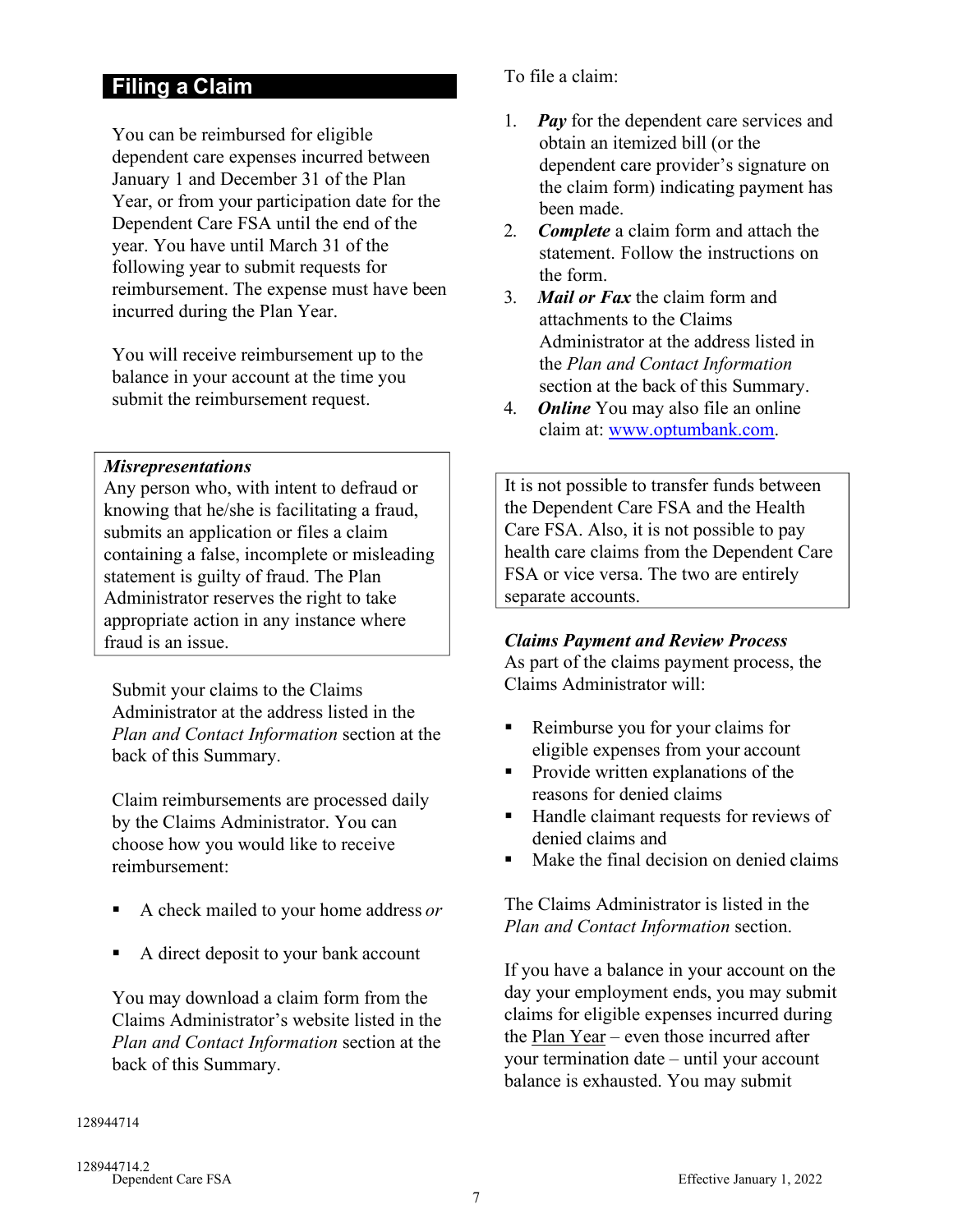## Filing a Claim

You can be reimbursed for eligible dependent care expenses incurred between January 1 and December 31 of the Plan Year, or from your participation date for the Dependent Care FSA until the end of the year. You have until March 31 of the following year to submit requests for reimbursement. The expense must have been incurred during the Plan Year.

You will receive reimbursement up to the balance in your account at the time you submit the reimbursement request.

> ***Misrepresentations***
> Any person who, with intent to defraud or knowing that he/she is facilitating a fraud, submits an application or files a claim containing a false, incomplete or misleading statement is guilty of fraud. The Plan Administrator reserves the right to take appropriate action in any instance where fraud is an issue.

Submit your claims to the Claims Administrator at the address listed in the *Plan and Contact Information* section at the back of this Summary.

Claim reimbursements are processed daily by the Claims Administrator. You can choose how you would like to receive reimbursement:

- A check mailed to your home address *or*
- A direct deposit to your bank account

You may download a claim form from the Claims Administrator's website listed in the *Plan and Contact Information* section at the back of this Summary.

To file a claim:

1. ***Pay*** for the dependent care services and obtain an itemized bill (or the dependent care provider's signature on the claim form) indicating payment has been made.
2. ***Complete*** a claim form and attach the statement. Follow the instructions on the form.
3. ***Mail or Fax*** the claim form and attachments to the Claims Administrator at the address listed in the *Plan and Contact Information* section at the back of this Summary.
4. ***Online*** You may also file an online claim at: www.optumbank.com.

> It is not possible to transfer funds between the Dependent Care FSA and the Health Care FSA. Also, it is not possible to pay health care claims from the Dependent Care FSA or vice versa. The two are entirely separate accounts.

***Claims Payment and Review Process***
As part of the claims payment process, the Claims Administrator will:

- Reimburse you for your claims for eligible expenses from your account
- Provide written explanations of the reasons for denied claims
- Handle claimant requests for reviews of denied claims and
- Make the final decision on denied claims

The Claims Administrator is listed in the *Plan and Contact Information* section.

If you have a balance in your account on the day your employment ends, you may submit claims for eligible expenses incurred during the Plan Year – even those incurred after your termination date – until your account balance is exhausted. You may submit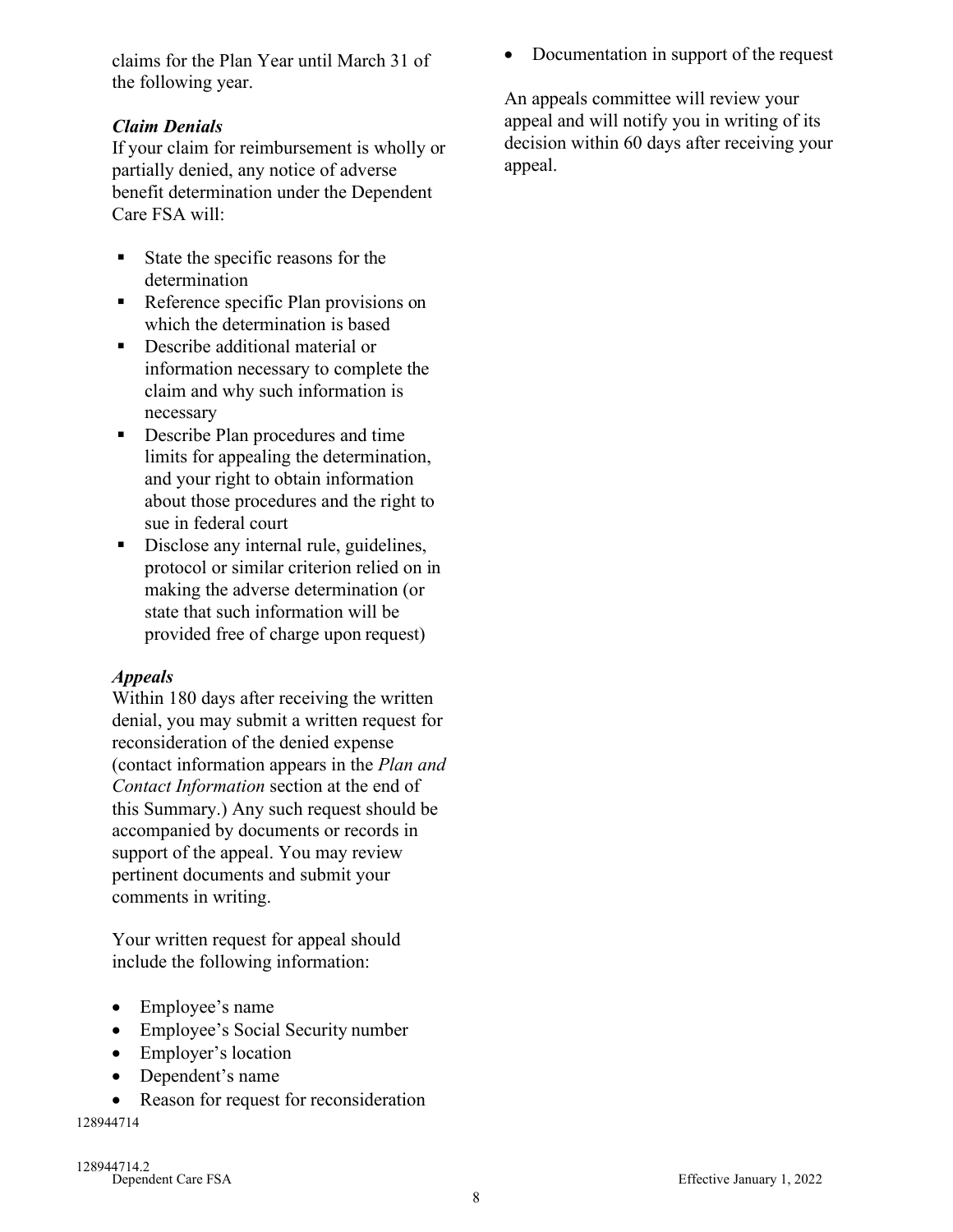claims for the Plan Year until March 31 of the following year.

***Claim Denials***

If your claim for reimbursement is wholly or partially denied, any notice of adverse benefit determination under the Dependent Care FSA will:

- State the specific reasons for the determination
- Reference specific Plan provisions on which the determination is based
- Describe additional material or information necessary to complete the claim and why such information is necessary
- Describe Plan procedures and time limits for appealing the determination, and your right to obtain information about those procedures and the right to sue in federal court
- Disclose any internal rule, guidelines, protocol or similar criterion relied on in making the adverse determination (or state that such information will be provided free of charge upon request)

***Appeals***

Within 180 days after receiving the written denial, you may submit a written request for reconsideration of the denied expense (contact information appears in the *Plan and Contact Information* section at the end of this Summary.) Any such request should be accompanied by documents or records in support of the appeal. You may review pertinent documents and submit your comments in writing.

Your written request for appeal should include the following information:

- Employee's name
- Employee's Social Security number
- Employer's location
- Dependent's name
- Reason for request for reconsideration
- Documentation in support of the request

An appeals committee will review your appeal and will notify you in writing of its decision within 60 days after receiving your appeal.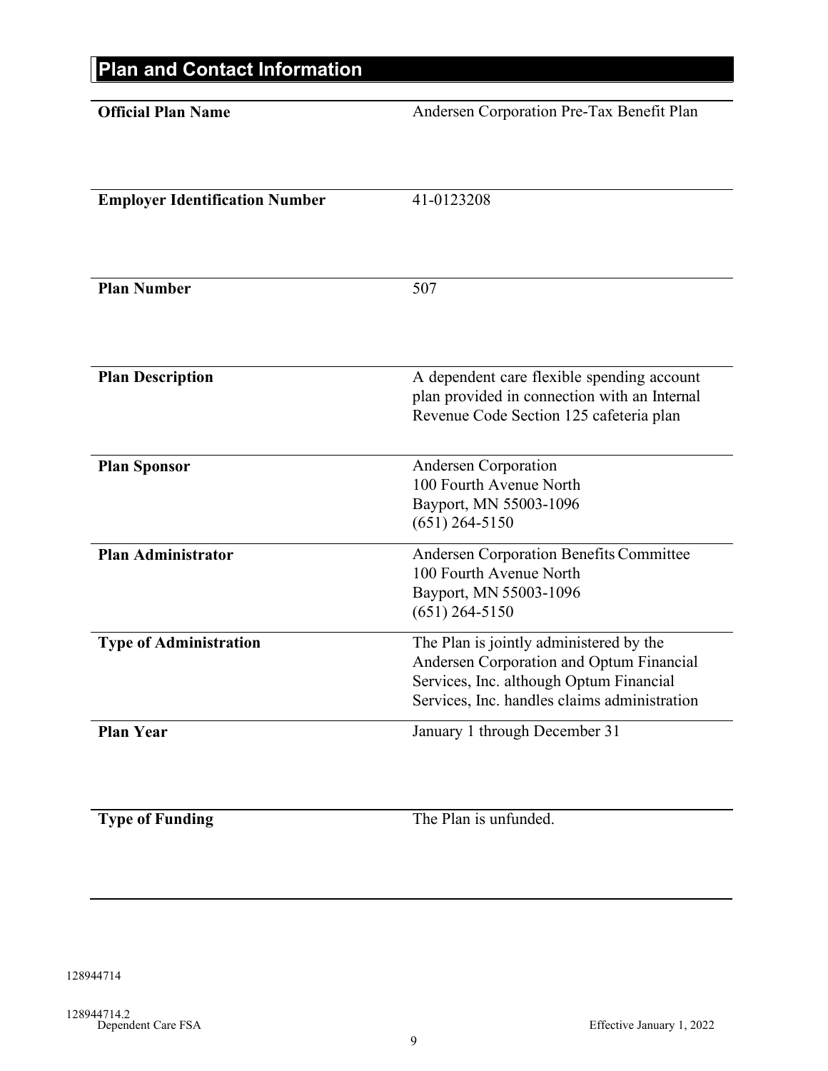## Plan and Contact Information

| | |
|---|---|
| **Official Plan Name** | Andersen Corporation Pre-Tax Benefit Plan |
| **Employer Identification Number** | 41-0123208 |
| **Plan Number** | 507 |
| **Plan Description** | A dependent care flexible spending account plan provided in connection with an Internal Revenue Code Section 125 cafeteria plan |
| **Plan Sponsor** | Andersen Corporation<br>100 Fourth Avenue North<br>Bayport, MN 55003-1096<br>(651) 264-5150 |
| **Plan Administrator** | Andersen Corporation Benefits Committee<br>100 Fourth Avenue North<br>Bayport, MN 55003-1096<br>(651) 264-5150 |
| **Type of Administration** | The Plan is jointly administered by the Andersen Corporation and Optum Financial Services, Inc. although Optum Financial Services, Inc. handles claims administration |
| **Plan Year** | January 1 through December 31 |
| **Type of Funding** | The Plan is unfunded. |

128944714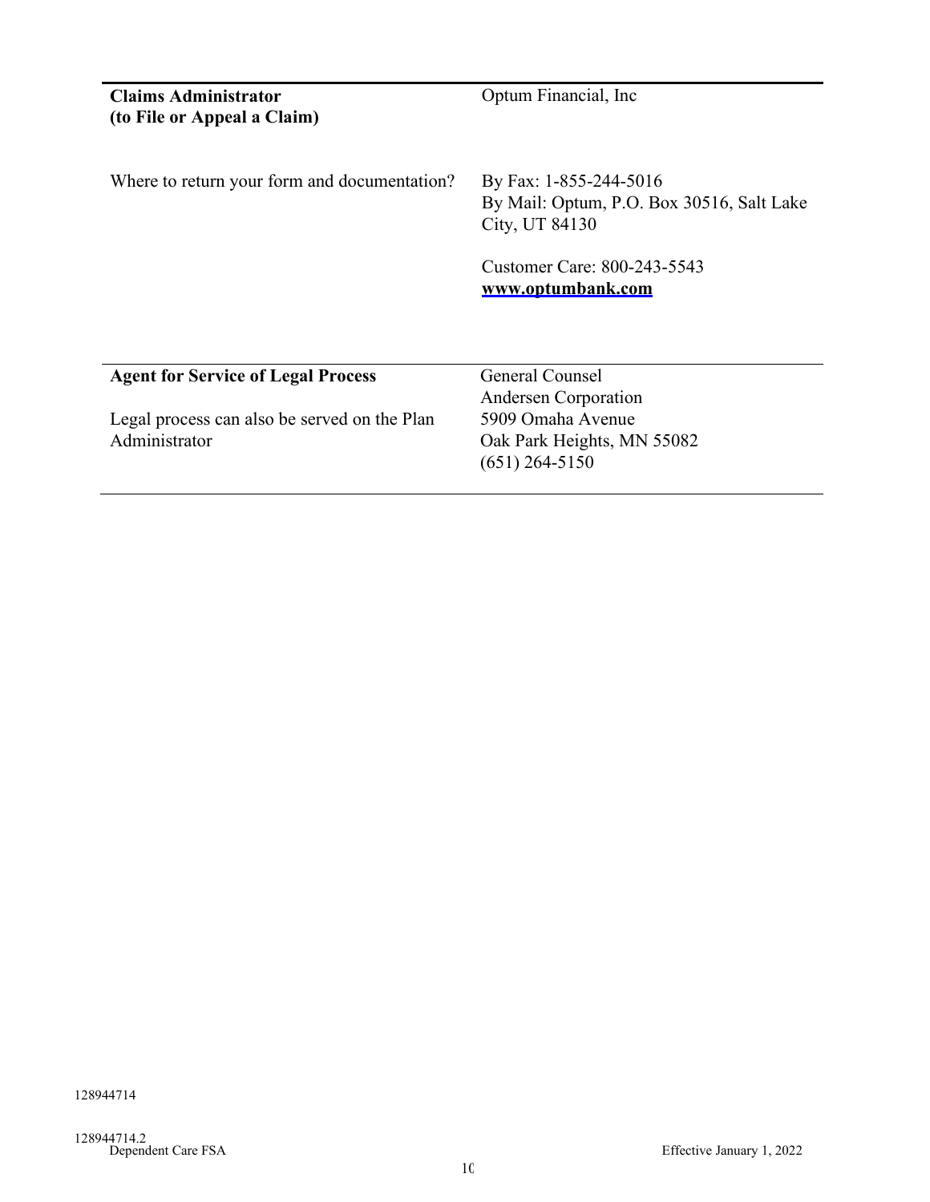| | |
|---|---|
| **Claims Administrator (to File or Appeal a Claim)** | Optum Financial, Inc |
| Where to return your form and documentation? | By Fax: 1-855-244-5016<br>By Mail: Optum, P.O. Box 30516, Salt Lake City, UT 84130<br><br>Customer Care: 800-243-5543<br>**www.optumbank.com** |
| **Agent for Service of Legal Process**<br><br>Legal process can also be served on the Plan Administrator | General Counsel<br>Andersen Corporation<br>5909 Omaha Avenue<br>Oak Park Heights, MN 55082<br>(651) 264-5150 |

128944714

128944714.2